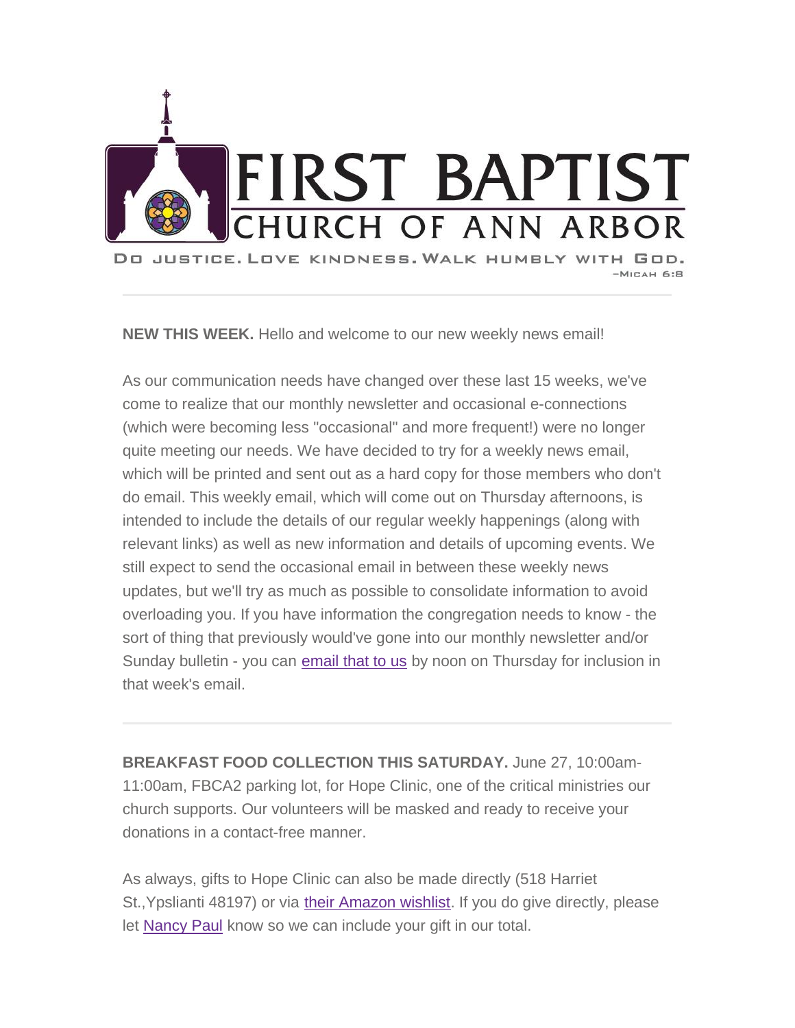# FIRST BAPTIST CHURCH OF ANN ARBOR

Do justice. Love kindness. Walk humbly with God.
–Micah 6:8

---

**NEW THIS WEEK.** Hello and welcome to our new weekly news email!

As our communication needs have changed over these last 15 weeks, we've come to realize that our monthly newsletter and occasional e-connections (which were becoming less "occasional" and more frequent!) were no longer quite meeting our needs. We have decided to try for a weekly news email, which will be printed and sent out as a hard copy for those members who don't do email. This weekly email, which will come out on Thursday afternoons, is intended to include the details of our regular weekly happenings (along with relevant links) as well as new information and details of upcoming events. We still expect to send the occasional email in between these weekly news updates, but we'll try as much as possible to consolidate information to avoid overloading you. If you have information the congregation needs to know - the sort of thing that previously would've gone into our monthly newsletter and/or Sunday bulletin - you can email that to us by noon on Thursday for inclusion in that week's email.

---

**BREAKFAST FOOD COLLECTION THIS SATURDAY.** June 27, 10:00am-11:00am, FBCA2 parking lot, for Hope Clinic, one of the critical ministries our church supports. Our volunteers will be masked and ready to receive your donations in a contact-free manner.

As always, gifts to Hope Clinic can also be made directly (518 Harriet St.,Ypslianti 48197) or via their Amazon wishlist. If you do give directly, please let Nancy Paul know so we can include your gift in our total.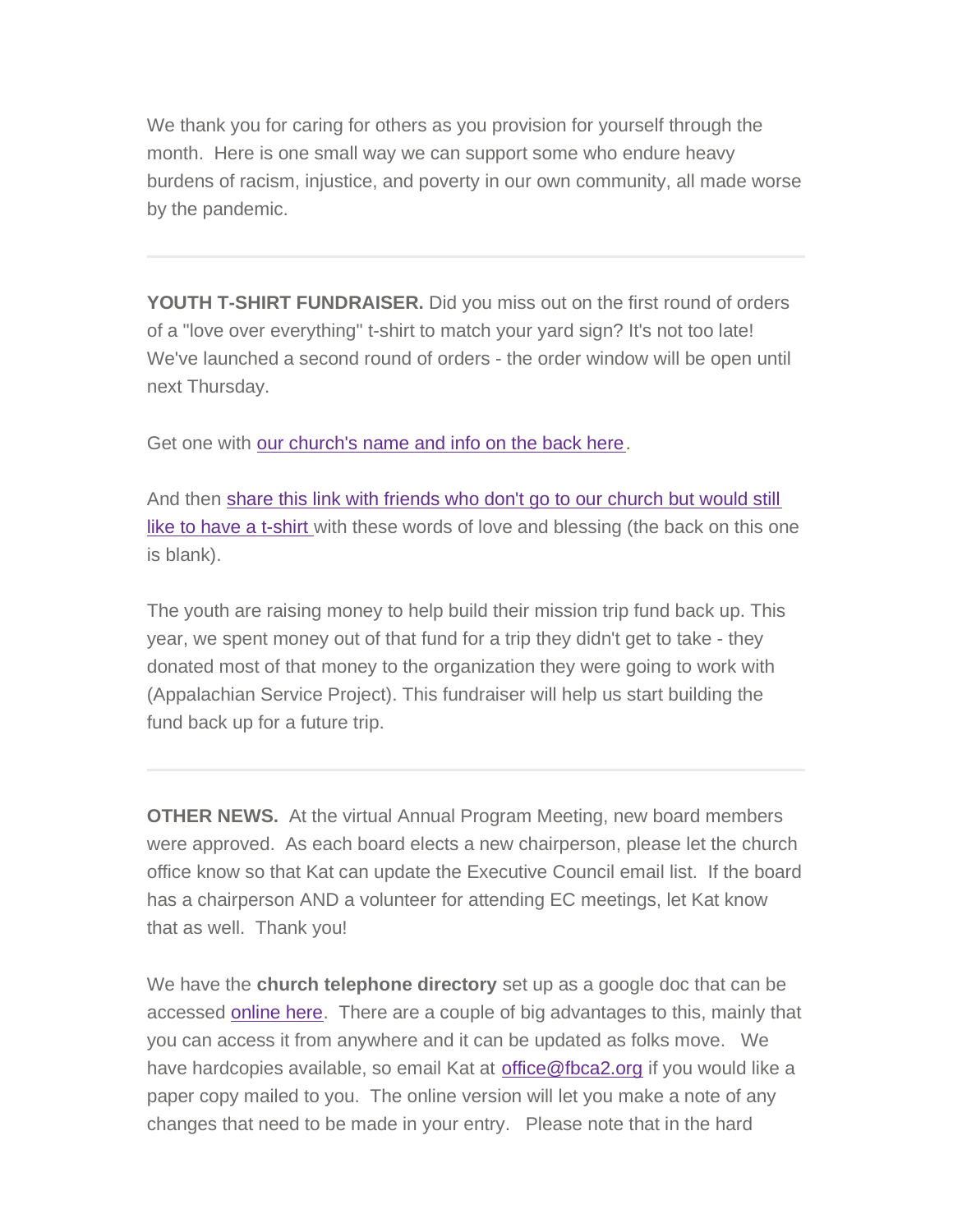We thank you for caring for others as you provision for yourself through the month. Here is one small way we can support some who endure heavy burdens of racism, injustice, and poverty in our own community, all made worse by the pandemic.

---

**YOUTH T-SHIRT FUNDRAISER.** Did you miss out on the first round of orders of a "love over everything" t-shirt to match your yard sign? It's not too late! We've launched a second round of orders - the order window will be open until next Thursday.

Get one with our church's name and info on the back here.

And then share this link with friends who don't go to our church but would still like to have a t-shirt with these words of love and blessing (the back on this one is blank).

The youth are raising money to help build their mission trip fund back up. This year, we spent money out of that fund for a trip they didn't get to take - they donated most of that money to the organization they were going to work with (Appalachian Service Project). This fundraiser will help us start building the fund back up for a future trip.

---

**OTHER NEWS.** At the virtual Annual Program Meeting, new board members were approved. As each board elects a new chairperson, please let the church office know so that Kat can update the Executive Council email list. If the board has a chairperson AND a volunteer for attending EC meetings, let Kat know that as well. Thank you!

We have the **church telephone directory** set up as a google doc that can be accessed online here. There are a couple of big advantages to this, mainly that you can access it from anywhere and it can be updated as folks move. We have hardcopies available, so email Kat at office@fbca2.org if you would like a paper copy mailed to you. The online version will let you make a note of any changes that need to be made in your entry. Please note that in the hard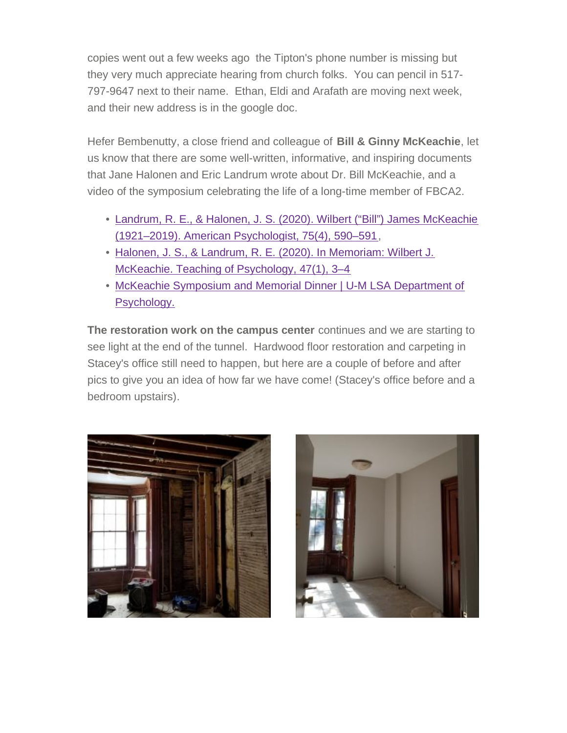copies went out a few weeks ago  the Tipton's phone number is missing but they very much appreciate hearing from church folks.  You can pencil in 517-797-9647 next to their name.  Ethan, Eldi and Arafath are moving next week, and their new address is in the google doc.

Hefer Bembenutty, a close friend and colleague of **Bill & Ginny McKeachie**, let us know that there are some well-written, informative, and inspiring documents that Jane Halonen and Eric Landrum wrote about Dr. Bill McKeachie, and a video of the symposium celebrating the life of a long-time member of FBCA2.

- Landrum, R. E., & Halonen, J. S. (2020). Wilbert ("Bill") James McKeachie (1921–2019). American Psychologist, 75(4), 590–591,
- Halonen, J. S., & Landrum, R. E. (2020). In Memoriam: Wilbert J. McKeachie. Teaching of Psychology, 47(1), 3–4
- McKeachie Symposium and Memorial Dinner | U-M LSA Department of Psychology.

**The restoration work on the campus center** continues and we are starting to see light at the end of the tunnel.  Hardwood floor restoration and carpeting in Stacey's office still need to happen, but here are a couple of before and after pics to give you an idea of how far we have come! (Stacey's office before and a bedroom upstairs).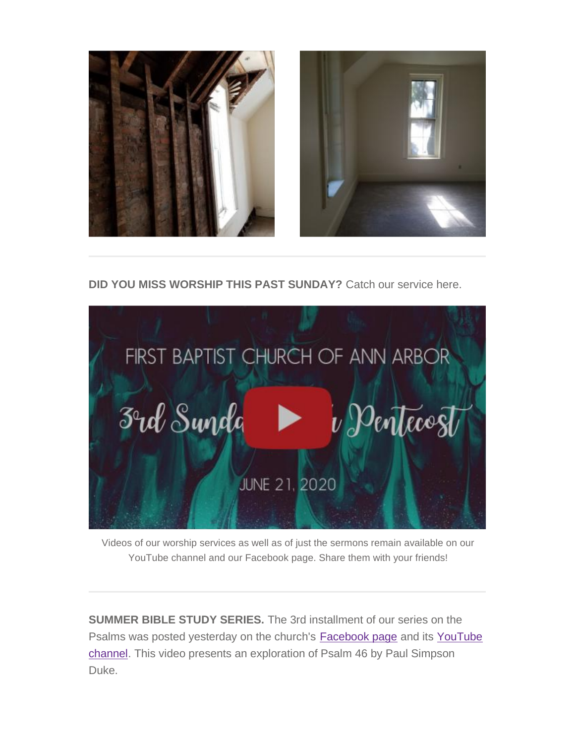**DID YOU MISS WORSHIP THIS PAST SUNDAY?** Catch our service here.

Videos of our worship services as well as of just the sermons remain available on our YouTube channel and our Facebook page. Share them with your friends!

---

**SUMMER BIBLE STUDY SERIES.** The 3rd installment of our series on the Psalms was posted yesterday on the church's [Facebook page]() and its [YouTube channel](). This video presents an exploration of Psalm 46 by Paul Simpson Duke.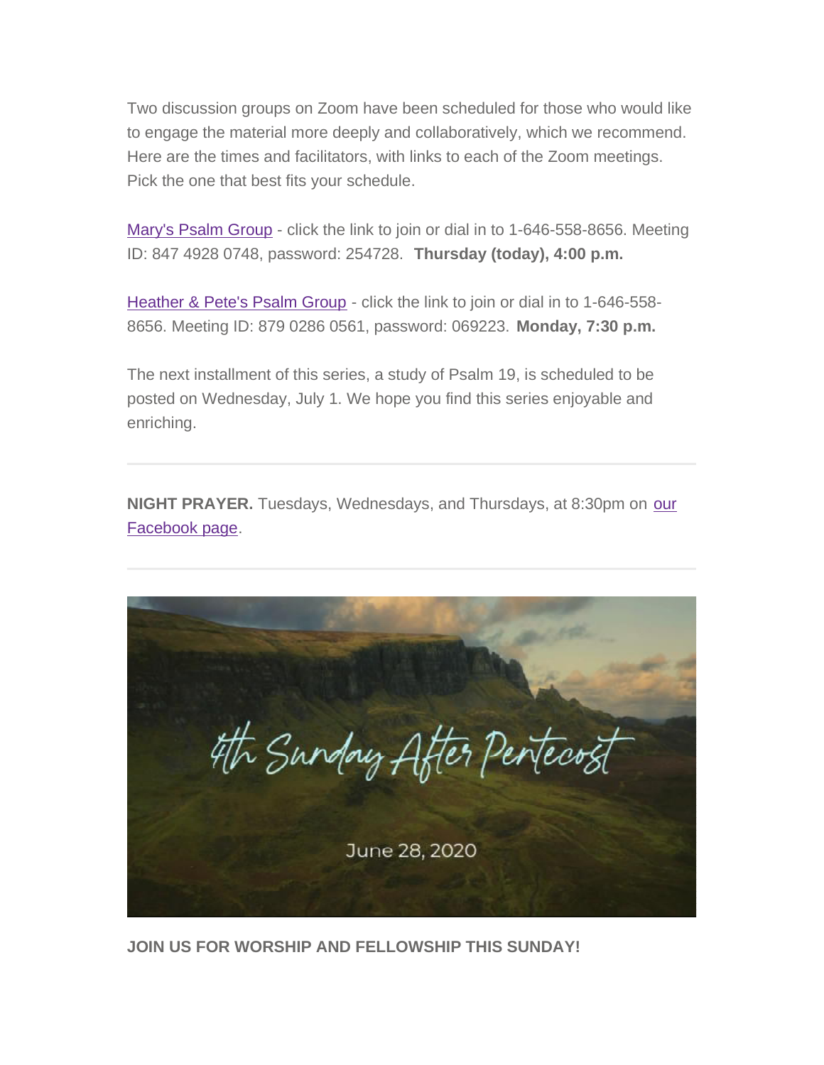Two discussion groups on Zoom have been scheduled for those who would like to engage the material more deeply and collaboratively, which we recommend. Here are the times and facilitators, with links to each of the Zoom meetings. Pick the one that best fits your schedule.

Mary's Psalm Group - click the link to join or dial in to 1-646-558-8656. Meeting ID: 847 4928 0748, password: 254728. **Thursday (today), 4:00 p.m.**

Heather & Pete's Psalm Group - click the link to join or dial in to 1-646-558-8656. Meeting ID: 879 0286 0561, password: 069223. **Monday, 7:30 p.m.**

The next installment of this series, a study of Psalm 19, is scheduled to be posted on Wednesday, July 1. We hope you find this series enjoyable and enriching.

---

**NIGHT PRAYER.** Tuesdays, Wednesdays, and Thursdays, at 8:30pm on our Facebook page.

---

4th Sunday After Pentecost

June 28, 2020

**JOIN US FOR WORSHIP AND FELLOWSHIP THIS SUNDAY!**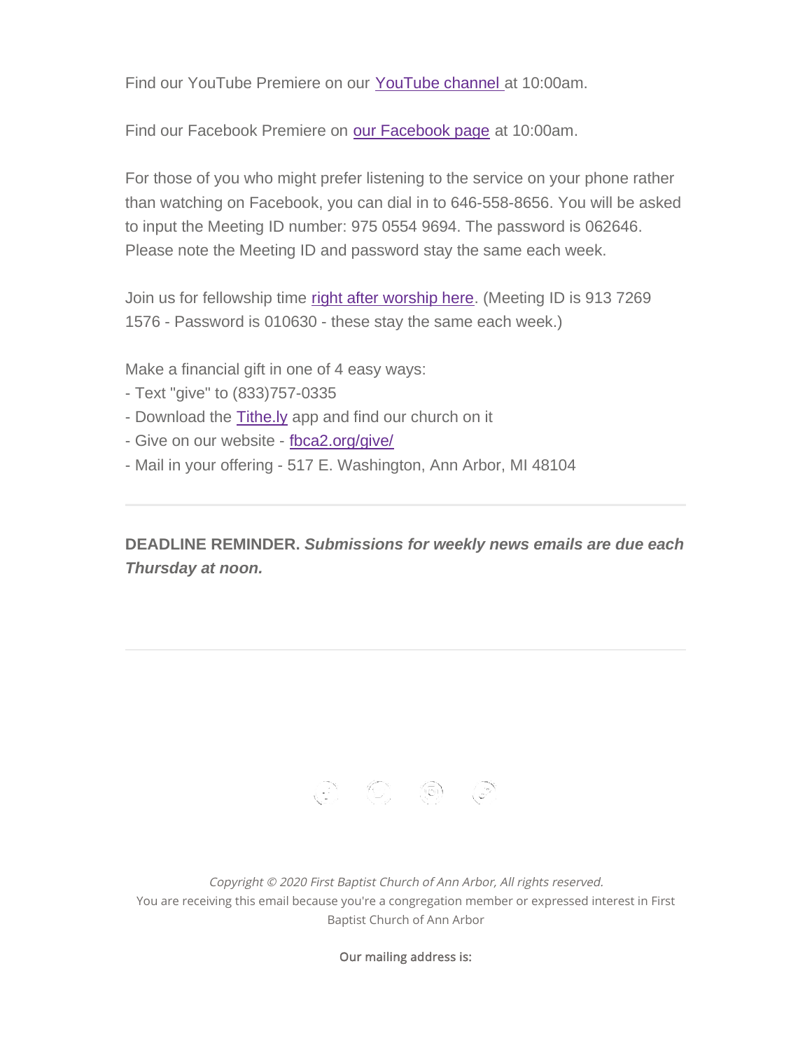Find our YouTube Premiere on our YouTube channel at 10:00am.

Find our Facebook Premiere on our Facebook page at 10:00am.

For those of you who might prefer listening to the service on your phone rather than watching on Facebook, you can dial in to 646-558-8656. You will be asked to input the Meeting ID number: 975 0554 9694. The password is 062646. Please note the Meeting ID and password stay the same each week.

Join us for fellowship time right after worship here. (Meeting ID is 913 7269 1576 - Password is 010630 - these stay the same each week.)

Make a financial gift in one of 4 easy ways:
- Text "give" to (833)757-0335
- Download the Tithe.ly app and find our church on it
- Give on our website - fbca2.org/give/
- Mail in your offering - 517 E. Washington, Ann Arbor, MI 48104

---

**DEADLINE REMINDER.** ***Submissions for weekly news emails are due each Thursday at noon.***

---

*Copyright © 2020 First Baptist Church of Ann Arbor, All rights reserved.*
You are receiving this email because you're a congregation member or expressed interest in First Baptist Church of Ann Arbor

Our mailing address is: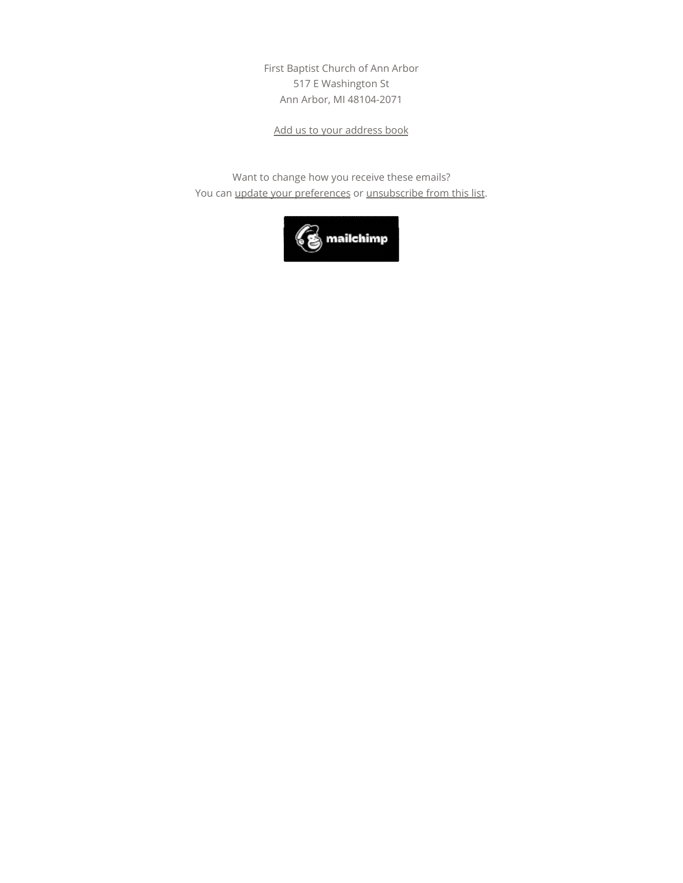First Baptist Church of Ann Arbor
517 E Washington St
Ann Arbor, MI 48104-2071

Add us to your address book

Want to change how you receive these emails?
You can update your preferences or unsubscribe from this list.